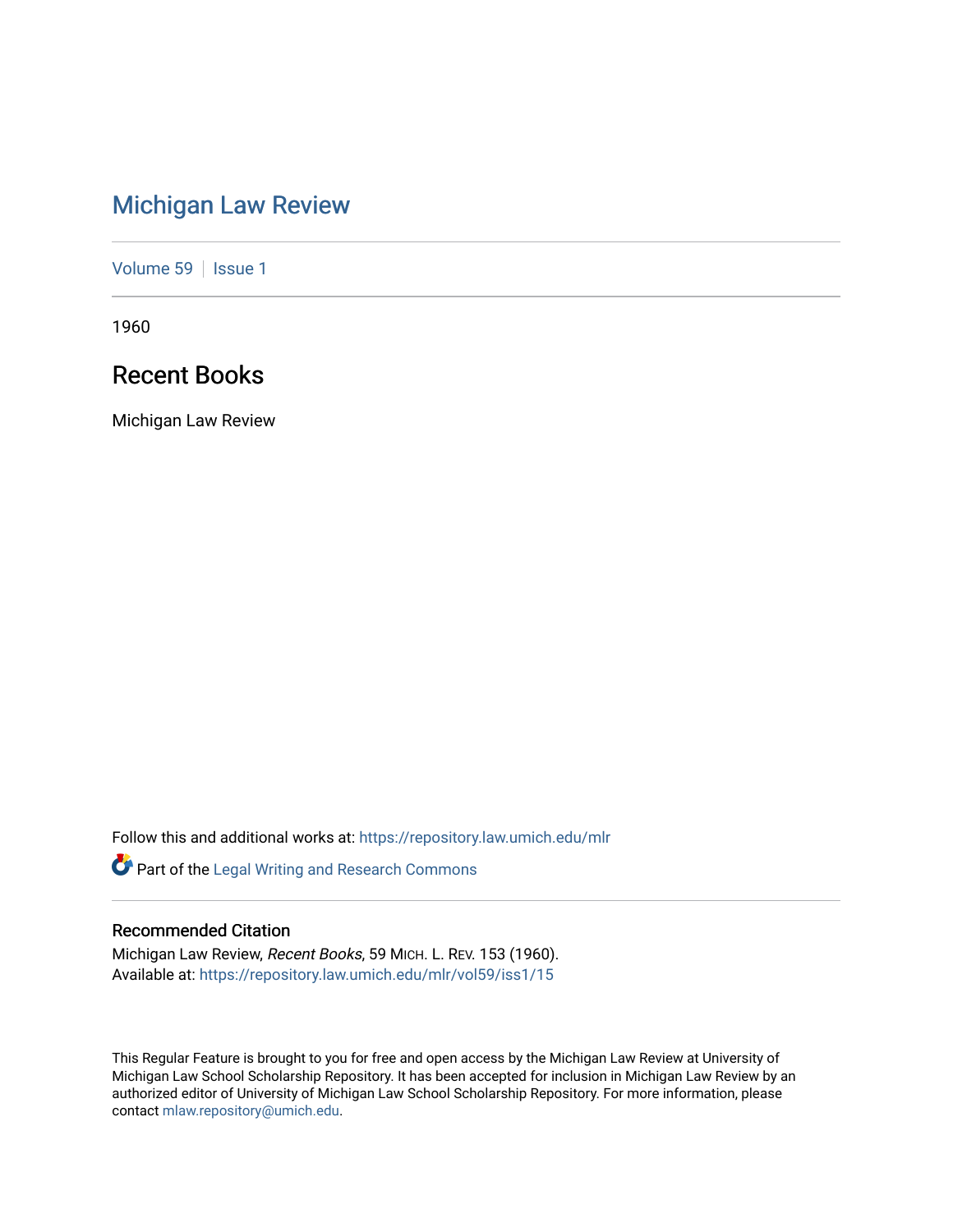# Michigan Law Review

Volume 59 | Issue 1

1960

## Recent Books

Michigan Law Review

Follow this and additional works at: https://repository.law.umich.edu/mlr

Part of the Legal Writing and Research Commons

### Recommended Citation

Michigan Law Review, *Recent Books*, 59 MICH. L. REV. 153 (1960).
Available at: https://repository.law.umich.edu/mlr/vol59/iss1/15

This Regular Feature is brought to you for free and open access by the Michigan Law Review at University of Michigan Law School Scholarship Repository. It has been accepted for inclusion in Michigan Law Review by an authorized editor of University of Michigan Law School Scholarship Repository. For more information, please contact mlaw.repository@umich.edu.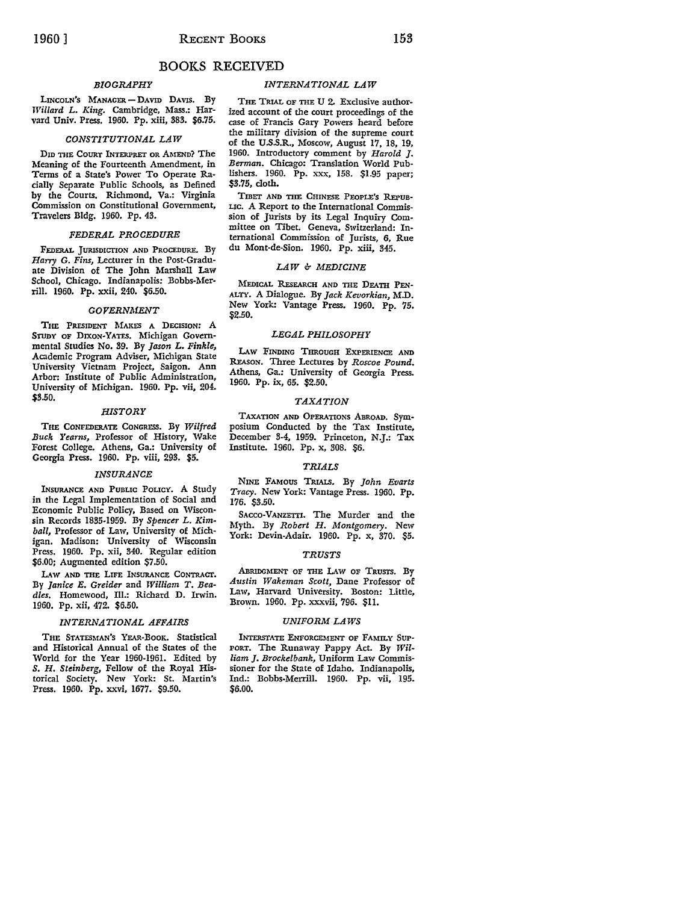## BOOKS RECEIVED

### *BIOGRAPHY*

LINCOLN'S MANAGER — DAVID DAVIS. By *Willard L. King.* Cambridge, Mass.: Harvard Univ. Press. 1960. Pp. xiii, 383. $6.75.

### *CONSTITUTIONAL LAW*

DID THE COURT INTERPRET OR AMEND? The Meaning of the Fourteenth Amendment, in Terms of a State's Power To Operate Racially Separate Public Schools, as Defined by the Courts. Richmond, Va.: Virginia Commission on Constitutional Government, Travelers Bldg. 1960. Pp. 43.

### *FEDERAL PROCEDURE*

FEDERAL JURISDICTION AND PROCEDURE. By *Harry G. Fins,* Lecturer in the Post-Graduate Division of The John Marshall Law School, Chicago. Indianapolis: Bobbs-Merrill. 1960. Pp. xxii, 240. $6.50.

### *GOVERNMENT*

THE PRESIDENT MAKES A DECISION: A STUDY OF DIXON-YATES. Michigan Governmental Studies No. 39. By *Jason L. Finkle,* Academic Program Adviser, Michigan State University Vietnam Project, Saigon. Ann Arbor: Institute of Public Administration, University of Michigan. 1960. Pp. vii, 204. $3.50.

### *HISTORY*

THE CONFEDERATE CONGRESS. By *Wilfred Buck Yearns,* Professor of History, Wake Forest College. Athens, Ga.: University of Georgia Press. 1960. Pp. viii, 293. $5.

### *INSURANCE*

INSURANCE AND PUBLIC POLICY. A Study in the Legal Implementation of Social and Economic Public Policy, Based on Wisconsin Records 1835-1959. By *Spencer L. Kimball,* Professor of Law, University of Michigan. Madison: University of Wisconsin Press. 1960. Pp. xii, 340. Regular edition $6.00; Augmented edition $7.50.

LAW AND THE LIFE INSURANCE CONTRACT. By *Janice E. Greider* and *William T. Beadles.* Homewood, Ill.: Richard D. Irwin. 1960. Pp. xii, 472. $6.50.

### *INTERNATIONAL AFFAIRS*

THE STATESMAN'S YEAR-BOOK. Statistical and Historical Annual of the States of the World for the Year 1960-1961. Edited by *S. H. Steinberg,* Fellow of the Royal Historical Society. New York: St. Martin's Press. 1960. Pp. xxvi, 1677. $9.50.

### *INTERNATIONAL LAW*

THE TRIAL OF THE U 2. Exclusive authorized account of the court proceedings of the case of Francis Gary Powers heard before the military division of the supreme court of the U.S.S.R., Moscow, August 17, 18, 19, 1960. Introductory comment by *Harold J. Berman.* Chicago: Translation World Publishers. 1960. Pp. xxx, 158. $1.95 paper; $3.75, cloth.

TIBET AND THE CHINESE PEOPLE'S REPUBLIC. A Report to the International Commission of Jurists by its Legal Inquiry Committee on Tibet. Geneva, Switzerland: International Commission of Jurists, 6, Rue du Mont-de-Sion. 1960. Pp. xiii, 345.

### *LAW & MEDICINE*

MEDICAL RESEARCH AND THE DEATH PENALTY. A Dialogue. By *Jack Kevorkian,* M.D. New York: Vantage Press. 1960. Pp. 75. $2.50.

### *LEGAL PHILOSOPHY*

LAW FINDING THROUGH EXPERIENCE AND REASON. Three Lectures by *Roscoe Pound.* Athens, Ga.: University of Georgia Press. 1960. Pp. ix, 65. $2.50.

### *TAXATION*

TAXATION AND OPERATIONS ABROAD. Symposium Conducted by the Tax Institute, December 3-4, 1959. Princeton, N.J.: Tax Institute. 1960. Pp. x, 308. $6.

### *TRIALS*

NINE FAMOUS TRIALS. By *John Evarts Tracy.* New York: Vantage Press. 1960. Pp. 176. $3.50.

SACCO-VANZETTI. The Murder and the Myth. By *Robert H. Montgomery.* New York: Devin-Adair. 1960. Pp. x, 370. $5.

### *TRUSTS*

ABRIDGMENT OF THE LAW OF TRUSTS. By *Austin Wakeman Scott,* Dane Professor of Law, Harvard University. Boston: Little, Brown. 1960. Pp. xxxvii, 796. $11.

### *UNIFORM LAWS*

INTERSTATE ENFORCEMENT OF FAMILY SUPPORT. The Runaway Pappy Act. By *William J. Brockelbank,* Uniform Law Commissioner for the State of Idaho. Indianapolis, Ind.: Bobbs-Merrill. 1960. Pp. vii, 195. $6.00.